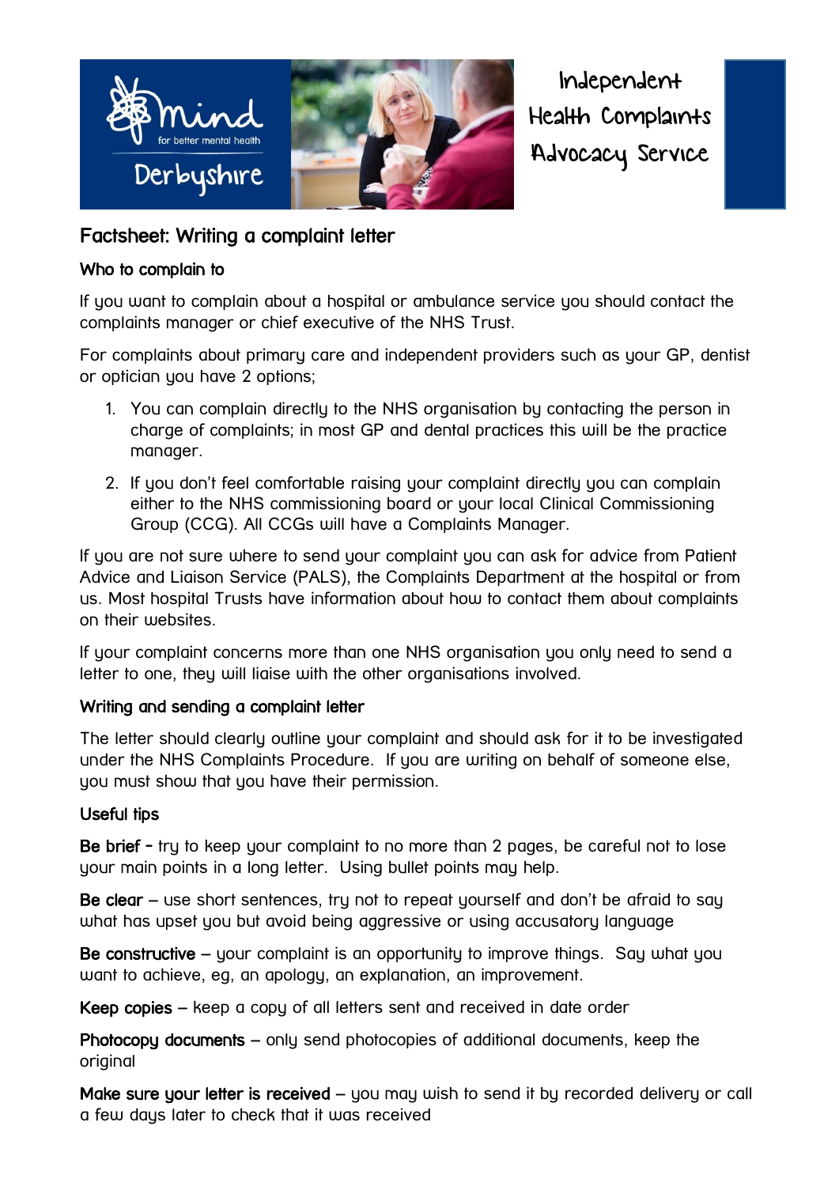Independent Health Complaints Advocacy Service

# Factsheet: Writing a complaint letter

## Who to complain to

If you want to complain about a hospital or ambulance service you should contact the complaints manager or chief executive of the NHS Trust.

For complaints about primary care and independent providers such as your GP, dentist or optician you have 2 options;

1. You can complain directly to the NHS organisation by contacting the person in charge of complaints; in most GP and dental practices this will be the practice manager.
2. If you don't feel comfortable raising your complaint directly you can complain either to the NHS commissioning board or your local Clinical Commissioning Group (CCG). All CCGs will have a Complaints Manager.

If you are not sure where to send your complaint you can ask for advice from Patient Advice and Liaison Service (PALS), the Complaints Department at the hospital or from us. Most hospital Trusts have information about how to contact them about complaints on their websites.

If your complaint concerns more than one NHS organisation you only need to send a letter to one, they will liaise with the other organisations involved.

## Writing and sending a complaint letter

The letter should clearly outline your complaint and should ask for it to be investigated under the NHS Complaints Procedure. If you are writing on behalf of someone else, you must show that you have their permission.

## Useful tips

**Be brief** - try to keep your complaint to no more than 2 pages, be careful not to lose your main points in a long letter. Using bullet points may help.

**Be clear** – use short sentences, try not to repeat yourself and don't be afraid to say what has upset you but avoid being aggressive or using accusatory language

**Be constructive** – your complaint is an opportunity to improve things. Say what you want to achieve, eg, an apology, an explanation, an improvement.

**Keep copies** – keep a copy of all letters sent and received in date order

**Photocopy documents** – only send photocopies of additional documents, keep the original

**Make sure your letter is received** – you may wish to send it by recorded delivery or call a few days later to check that it was received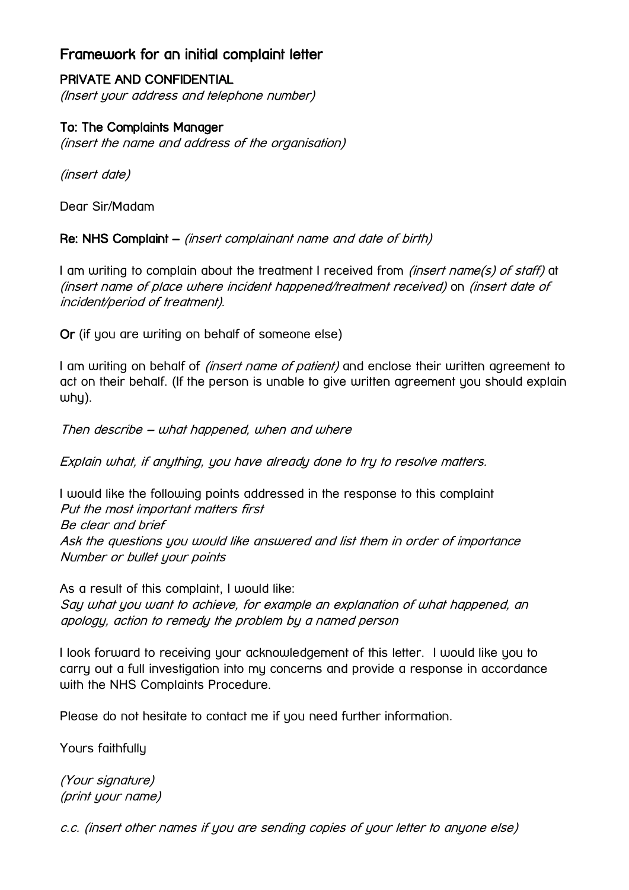## Framework for an initial complaint letter

**PRIVATE AND CONFIDENTIAL**
*(Insert your address and telephone number)*

**To: The Complaints Manager**
*(insert the name and address of the organisation)*

*(insert date)*

Dear Sir/Madam

**Re: NHS Complaint –** *(insert complainant name and date of birth)*

I am writing to complain about the treatment I received from *(insert name(s) of staff)* at *(insert name of place where incident happened/treatment received)* on *(insert date of incident/period of treatment).*

**Or** (if you are writing on behalf of someone else)

I am writing on behalf of *(insert name of patient)* and enclose their written agreement to act on their behalf. (If the person is unable to give written agreement you should explain why).

*Then describe – what happened, when and where*

*Explain what, if anything, you have already done to try to resolve matters.*

I would like the following points addressed in the response to this complaint
*Put the most important matters first*
*Be clear and brief*
*Ask the questions you would like answered and list them in order of importance*
*Number or bullet your points*

As a result of this complaint, I would like:
*Say what you want to achieve, for example an explanation of what happened, an apology, action to remedy the problem by a named person*

I look forward to receiving your acknowledgement of this letter. I would like you to carry out a full investigation into my concerns and provide a response in accordance with the NHS Complaints Procedure.

Please do not hesitate to contact me if you need further information.

Yours faithfully

*(Your signature)*
*(print your name)*

*c.c. (insert other names if you are sending copies of your letter to anyone else)*